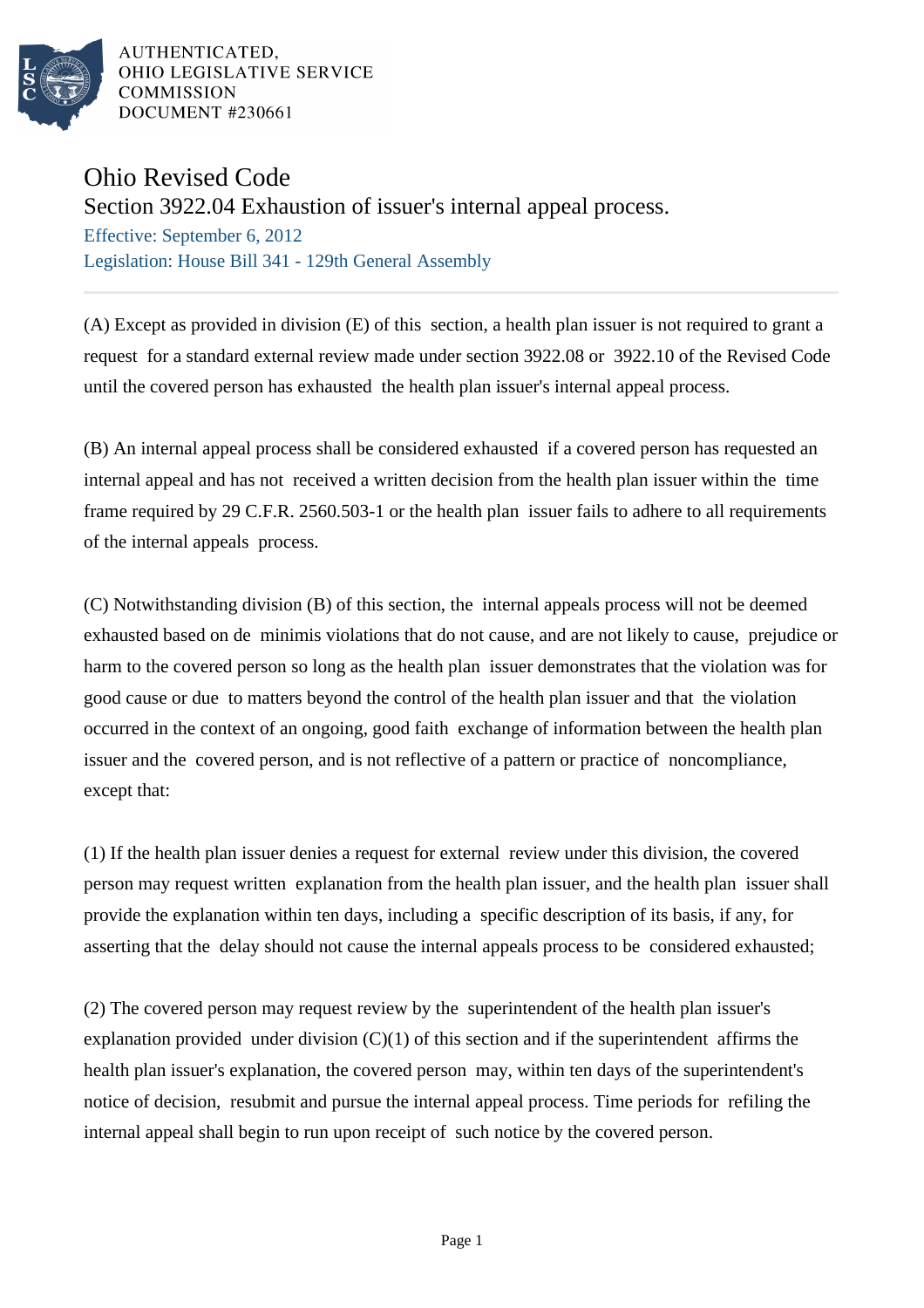AUTHENTICATED,
OHIO LEGISLATIVE SERVICE
COMMISSION
DOCUMENT #230661

# Ohio Revised Code

## Section 3922.04 Exhaustion of issuer's internal appeal process.

Effective: September 6, 2012

Legislation: House Bill 341 - 129th General Assembly

---

(A) Except as provided in division (E) of this section, a health plan issuer is not required to grant a request for a standard external review made under section 3922.08 or 3922.10 of the Revised Code until the covered person has exhausted the health plan issuer's internal appeal process.

(B) An internal appeal process shall be considered exhausted if a covered person has requested an internal appeal and has not received a written decision from the health plan issuer within the time frame required by 29 C.F.R. 2560.503-1 or the health plan issuer fails to adhere to all requirements of the internal appeals process.

(C) Notwithstanding division (B) of this section, the internal appeals process will not be deemed exhausted based on de minimis violations that do not cause, and are not likely to cause, prejudice or harm to the covered person so long as the health plan issuer demonstrates that the violation was for good cause or due to matters beyond the control of the health plan issuer and that the violation occurred in the context of an ongoing, good faith exchange of information between the health plan issuer and the covered person, and is not reflective of a pattern or practice of noncompliance, except that:

(1) If the health plan issuer denies a request for external review under this division, the covered person may request written explanation from the health plan issuer, and the health plan issuer shall provide the explanation within ten days, including a specific description of its basis, if any, for asserting that the delay should not cause the internal appeals process to be considered exhausted;

(2) The covered person may request review by the superintendent of the health plan issuer's explanation provided under division (C)(1) of this section and if the superintendent affirms the health plan issuer's explanation, the covered person may, within ten days of the superintendent's notice of decision, resubmit and pursue the internal appeal process. Time periods for refiling the internal appeal shall begin to run upon receipt of such notice by the covered person.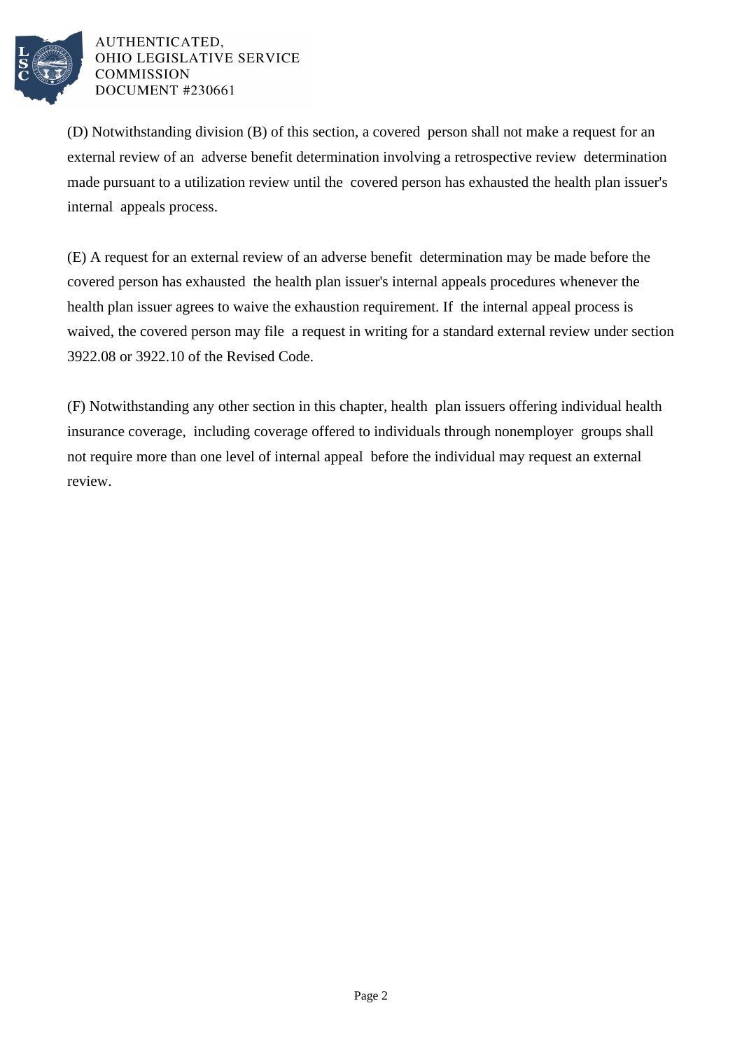(D) Notwithstanding division (B) of this section, a covered person shall not make a request for an external review of an adverse benefit determination involving a retrospective review determination made pursuant to a utilization review until the covered person has exhausted the health plan issuer's internal appeals process.

(E) A request for an external review of an adverse benefit determination may be made before the covered person has exhausted the health plan issuer's internal appeals procedures whenever the health plan issuer agrees to waive the exhaustion requirement. If the internal appeal process is waived, the covered person may file a request in writing for a standard external review under section 3922.08 or 3922.10 of the Revised Code.

(F) Notwithstanding any other section in this chapter, health plan issuers offering individual health insurance coverage, including coverage offered to individuals through nonemployer groups shall not require more than one level of internal appeal before the individual may request an external review.